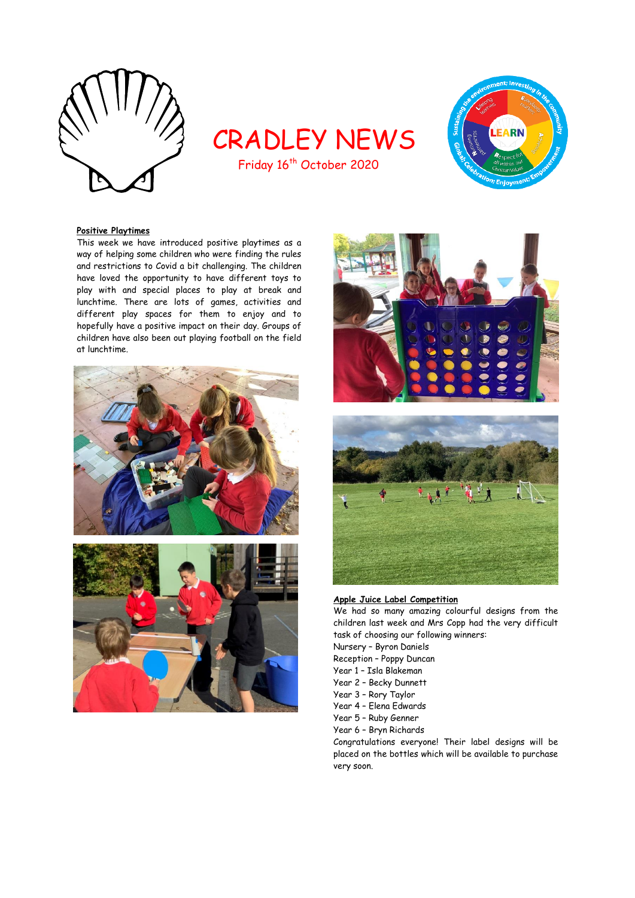# CRADLEY NEWS

Friday 16th October 2020

**Positive Playtimes**

This week we have introduced positive playtimes as a way of helping some children who were finding the rules and restrictions to Covid a bit challenging. The children have loved the opportunity to have different toys to play with and special places to play at break and lunchtime. There are lots of games, activities and different play spaces for them to enjoy and to hopefully have a positive impact on their day. Groups of children have also been out playing football on the field at lunchtime.

**Apple Juice Label Competition**

We had so many amazing colourful designs from the children last week and Mrs Copp had the very difficult task of choosing our following winners:

Nursery – Byron Daniels
Reception – Poppy Duncan
Year 1 – Isla Blakeman
Year 2 – Becky Dunnett
Year 3 – Rory Taylor
Year 4 – Elena Edwards
Year 5 – Ruby Genner
Year 6 – Bryn Richards

Congratulations everyone! Their label designs will be placed on the bottles which will be available to purchase very soon.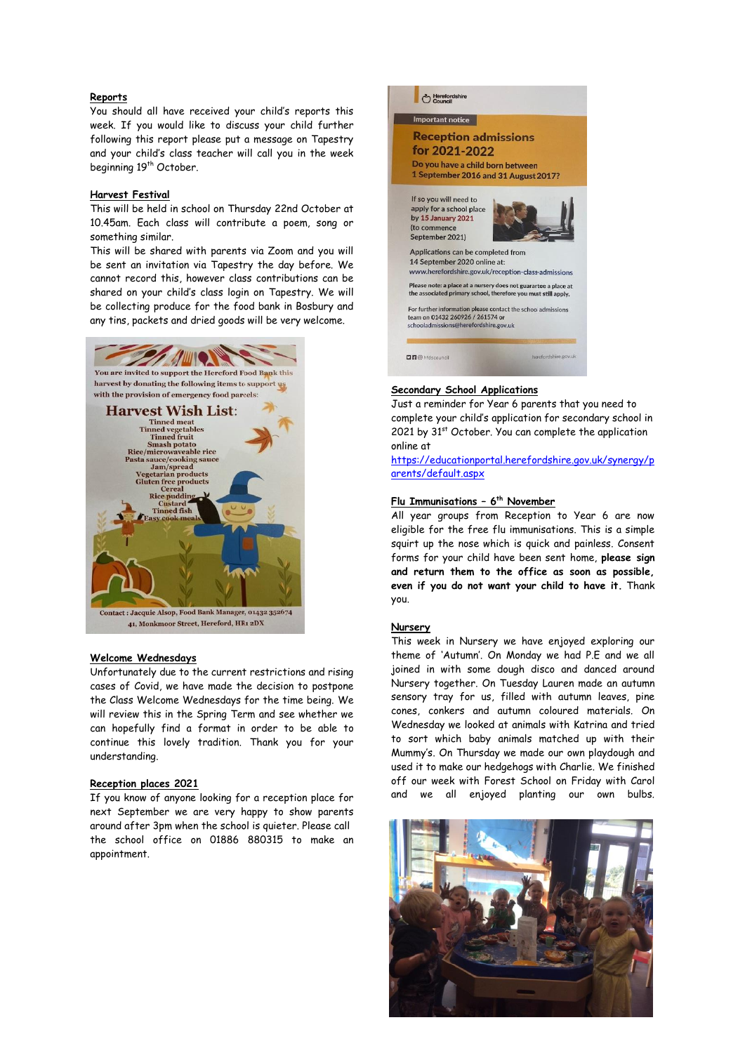**Reports**

You should all have received your child's reports this week. If you would like to discuss your child further following this report please put a message on Tapestry and your child's class teacher will call you in the week beginning 19th October.

**Harvest Festival**

This will be held in school on Thursday 22nd October at 10.45am. Each class will contribute a poem, song or something similar.

This will be shared with parents via Zoom and you will be sent an invitation via Tapestry the day before. We cannot record this, however class contributions can be shared on your child's class login on Tapestry. We will be collecting produce for the food bank in Bosbury and any tins, packets and dried goods will be very welcome.

You are invited to support the Hereford Food Bank this harvest by donating the following items to support us with the provision of emergency food parcels:

**Harvest Wish List:**

- Tinned meat
- Tinned vegetables
- Tinned fruit
- Smash potato
- Rice/microwaveable rice
- Pasta sauce/cooking sauce
- Jam/spread
- Vegetarian products
- Gluten free products
- Cereal
- Rice pudding
- Custard
- Tinned fish
- Easy cook meals

Contact: Jacquie Alsop, Food Bank Manager, 01432 352674
41, Monkmoor Street, Hereford, HR1 2DX

**Welcome Wednesdays**

Unfortunately due to the current restrictions and rising cases of Covid, we have made the decision to postpone the Class Welcome Wednesdays for the time being. We will review this in the Spring Term and see whether we can hopefully find a format in order to be able to continue this lovely tradition. Thank you for your understanding.

**Reception places 2021**

If you know of anyone looking for a reception place for next September we are very happy to show parents around after 3pm when the school is quieter. Please call the school office on 01886 880315 to make an appointment.

Herefordshire Council

Important notice

**Reception admissions for 2021-2022**

Do you have a child born between 1 September 2016 and 31 August 2017?

If so you will need to apply for a school place by 15 January 2021 (to commence September 2021)

Applications can be completed from 14 September 2020 online at: www.herefordshire.gov.uk/reception-class-admissions

Please note: a place at a nursery does not guarantee a place at the associated primary school, therefore you must still apply.

For further information please contact the school admissions team on 01432 260926 / 261574 or schooladmissions@herefordshire.gov.uk

@hfdscouncil herefordshire.gov.uk

**Secondary School Applications**

Just a reminder for Year 6 parents that you need to complete your child's application for secondary school in 2021 by 31st October. You can complete the application online at https://educationportal.herefordshire.gov.uk/synergy/parents/default.aspx

**Flu Immunisations – 6th November**

All year groups from Reception to Year 6 are now eligible for the free flu immunisations. This is a simple squirt up the nose which is quick and painless. Consent forms for your child have been sent home, **please sign and return them to the office as soon as possible, even if you do not want your child to have it.** Thank you.

**Nursery**

This week in Nursery we have enjoyed exploring our theme of 'Autumn'. On Monday we had P.E and we all joined in with some dough disco and danced around Nursery together. On Tuesday Lauren made an autumn sensory tray for us, filled with autumn leaves, pine cones, conkers and autumn coloured materials. On Wednesday we looked at animals with Katrina and tried to sort which baby animals matched up with their Mummy's. On Thursday we made our own playdough and used it to make our hedgehogs with Charlie. We finished off our week with Forest School on Friday with Carol and we all enjoyed planting our own bulbs.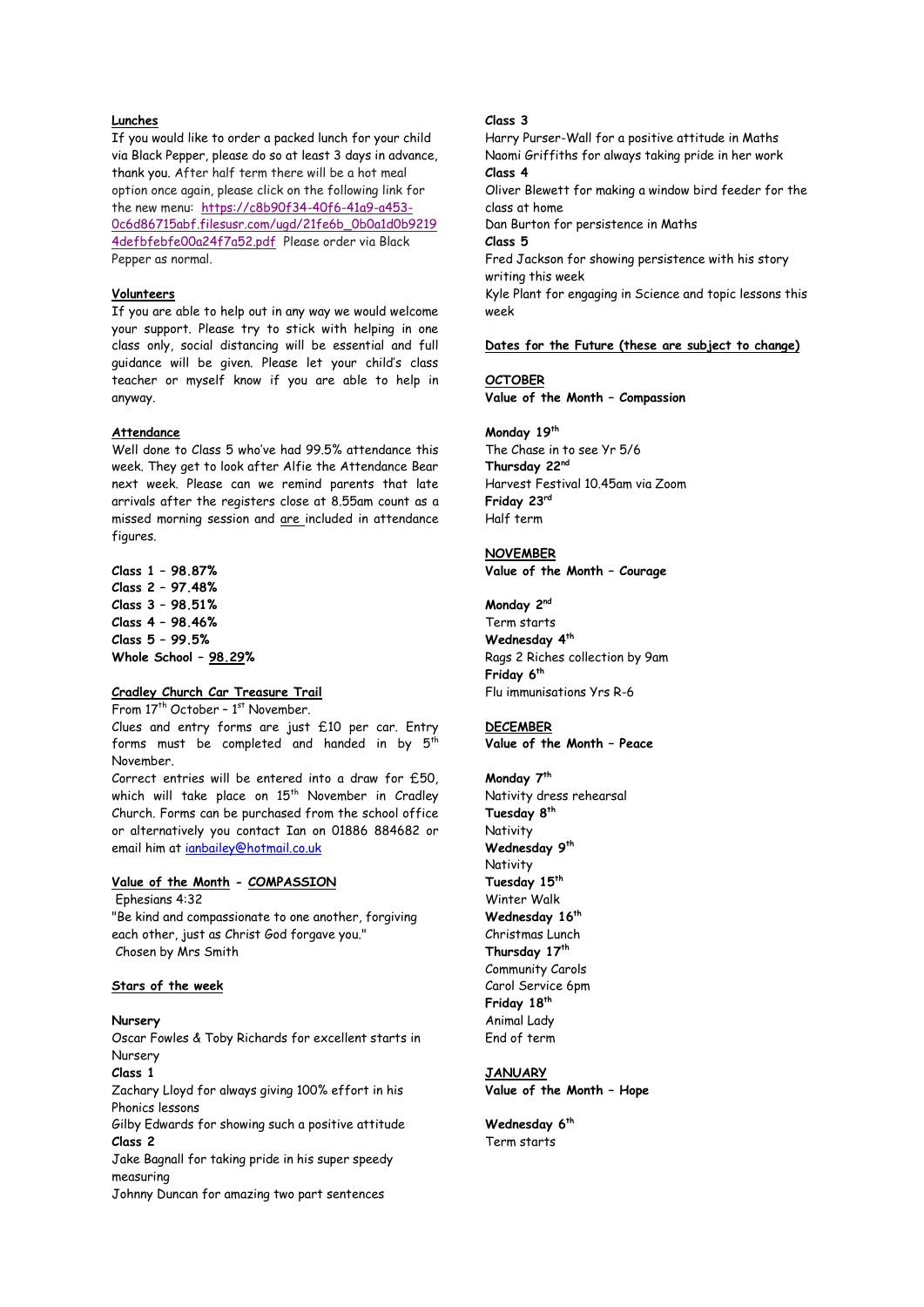**Lunches**

If you would like to order a packed lunch for your child via Black Pepper, please do so at least 3 days in advance, thank you. After half term there will be a hot meal option once again, please click on the following link for the new menu: https://c8b90f34-40f6-41a9-a453-0c6d86715abf.filesusr.com/ugd/21fe6b_0b0a1d0b92194defbfebfe00a24f7a52.pdf Please order via Black Pepper as normal.

**Volunteers**

If you are able to help out in any way we would welcome your support. Please try to stick with helping in one class only, social distancing will be essential and full guidance will be given. Please let your child's class teacher or myself know if you are able to help in anyway.

**Attendance**

Well done to Class 5 who've had 99.5% attendance this week. They get to look after Alfie the Attendance Bear next week. Please can we remind parents that late arrivals after the registers close at 8.55am count as a missed morning session and are included in attendance figures.

**Class 1 – 98.87%**
**Class 2 – 97.48%**
**Class 3 – 98.51%**
**Class 4 – 98.46%**
**Class 5 – 99.5%**
**Whole School – 98.29%**

**Cradley Church Car Treasure Trail**

From 17th October – 1st November.

Clues and entry forms are just £10 per car. Entry forms must be completed and handed in by 5th November.

Correct entries will be entered into a draw for £50, which will take place on 15th November in Cradley Church. Forms can be purchased from the school office or alternatively you contact Ian on 01886 884682 or email him at ianbailey@hotmail.co.uk

**Value of the Month - *COMPASSION***

Ephesians 4:32
"Be kind and compassionate to one another, forgiving each other, just as Christ God forgave you."
Chosen by Mrs Smith

**Stars of the week**

**Nursery**
Oscar Fowles & Toby Richards for excellent starts in Nursery

**Class 1**
Zachary Lloyd for always giving 100% effort in his Phonics lessons
Gilby Edwards for showing such a positive attitude

**Class 2**
Jake Bagnall for taking pride in his super speedy measuring
Johnny Duncan for amazing two part sentences

**Class 3**
Harry Purser-Wall for a positive attitude in Maths
Naomi Griffiths for always taking pride in her work

**Class 4**
Oliver Blewett for making a window bird feeder for the class at home
Dan Burton for persistence in Maths

**Class 5**
Fred Jackson for showing persistence with his story writing this week
Kyle Plant for engaging in Science and topic lessons this week

**Dates for the Future (these are subject to change)**

**OCTOBER**
**Value of the Month – Compassion**

**Monday 19th**
The Chase in to see Yr 5/6
**Thursday 22nd**
Harvest Festival 10.45am via Zoom
**Friday 23rd**
Half term

**NOVEMBER**
**Value of the Month – Courage**

**Monday 2nd**
Term starts
**Wednesday 4th**
Rags 2 Riches collection by 9am
**Friday 6th**
Flu immunisations Yrs R-6

**DECEMBER**
**Value of the Month – Peace**

**Monday 7th**
Nativity dress rehearsal
**Tuesday 8th**
Nativity
**Wednesday 9th**
Nativity
**Tuesday 15th**
Winter Walk
**Wednesday 16th**
Christmas Lunch
**Thursday 17th**
Community Carols
Carol Service 6pm
**Friday 18th**
Animal Lady
End of term

**JANUARY**
**Value of the Month – Hope**

**Wednesday 6th**
Term starts